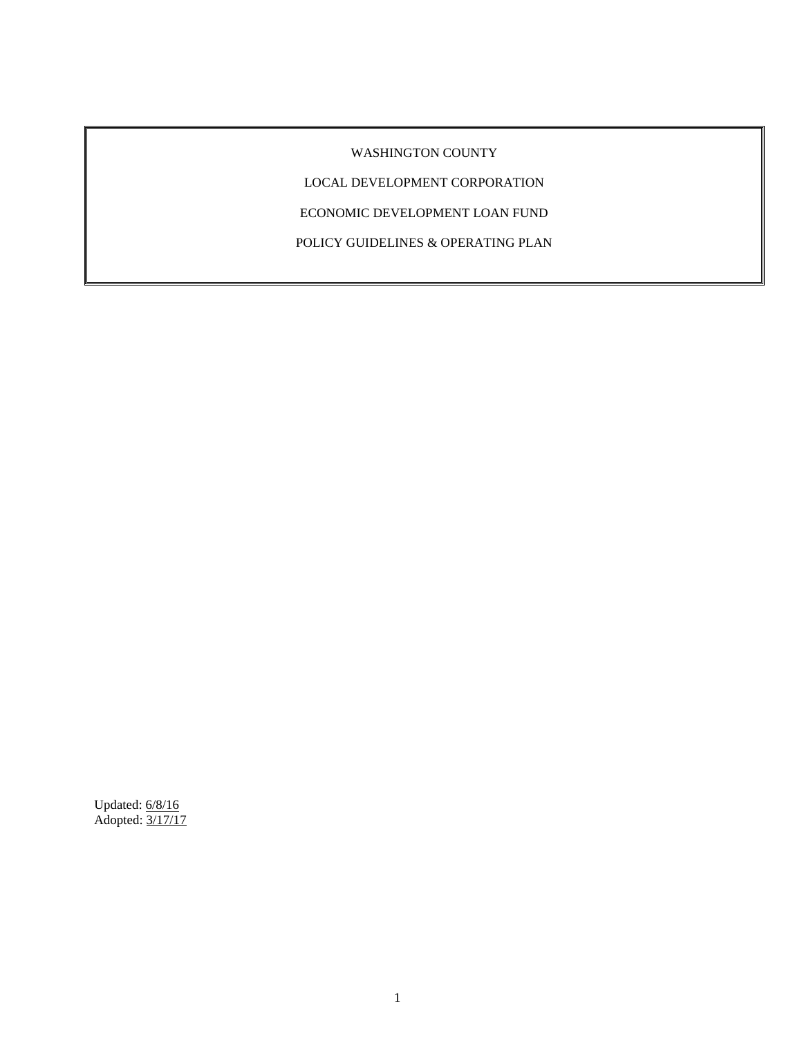# WASHINGTON COUNTY

# LOCAL DEVELOPMENT CORPORATION

# ECONOMIC DEVELOPMENT LOAN FUND

# POLICY GUIDELINES & OPERATING PLAN

Updated: 6/8/16
Adopted: 3/17/17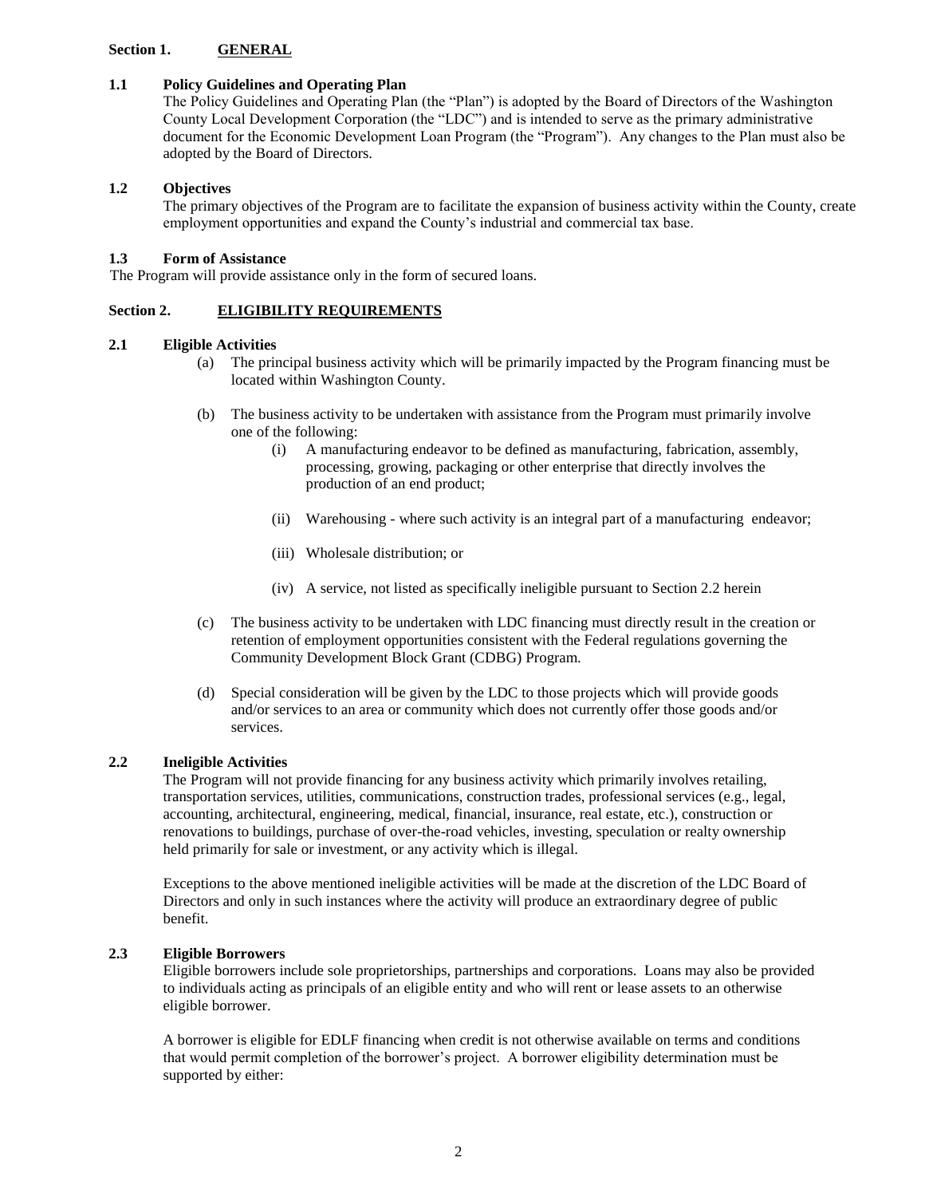## Section 1. GENERAL

### 1.1 Policy Guidelines and Operating Plan

The Policy Guidelines and Operating Plan (the "Plan") is adopted by the Board of Directors of the Washington County Local Development Corporation (the "LDC") and is intended to serve as the primary administrative document for the Economic Development Loan Program (the "Program"). Any changes to the Plan must also be adopted by the Board of Directors.

### 1.2 Objectives

The primary objectives of the Program are to facilitate the expansion of business activity within the County, create employment opportunities and expand the County's industrial and commercial tax base.

### 1.3 Form of Assistance

The Program will provide assistance only in the form of secured loans.

## Section 2. ELIGIBILITY REQUIREMENTS

### 2.1 Eligible Activities

(a) The principal business activity which will be primarily impacted by the Program financing must be located within Washington County.

(b) The business activity to be undertaken with assistance from the Program must primarily involve one of the following:

- (i) A manufacturing endeavor to be defined as manufacturing, fabrication, assembly, processing, growing, packaging or other enterprise that directly involves the production of an end product;
- (ii) Warehousing - where such activity is an integral part of a manufacturing endeavor;
- (iii) Wholesale distribution; or
- (iv) A service, not listed as specifically ineligible pursuant to Section 2.2 herein

(c) The business activity to be undertaken with LDC financing must directly result in the creation or retention of employment opportunities consistent with the Federal regulations governing the Community Development Block Grant (CDBG) Program.

(d) Special consideration will be given by the LDC to those projects which will provide goods and/or services to an area or community which does not currently offer those goods and/or services.

### 2.2 Ineligible Activities

The Program will not provide financing for any business activity which primarily involves retailing, transportation services, utilities, communications, construction trades, professional services (e.g., legal, accounting, architectural, engineering, medical, financial, insurance, real estate, etc.), construction or renovations to buildings, purchase of over-the-road vehicles, investing, speculation or realty ownership held primarily for sale or investment, or any activity which is illegal.

Exceptions to the above mentioned ineligible activities will be made at the discretion of the LDC Board of Directors and only in such instances where the activity will produce an extraordinary degree of public benefit.

### 2.3 Eligible Borrowers

Eligible borrowers include sole proprietorships, partnerships and corporations. Loans may also be provided to individuals acting as principals of an eligible entity and who will rent or lease assets to an otherwise eligible borrower.

A borrower is eligible for EDLF financing when credit is not otherwise available on terms and conditions that would permit completion of the borrower's project. A borrower eligibility determination must be supported by either: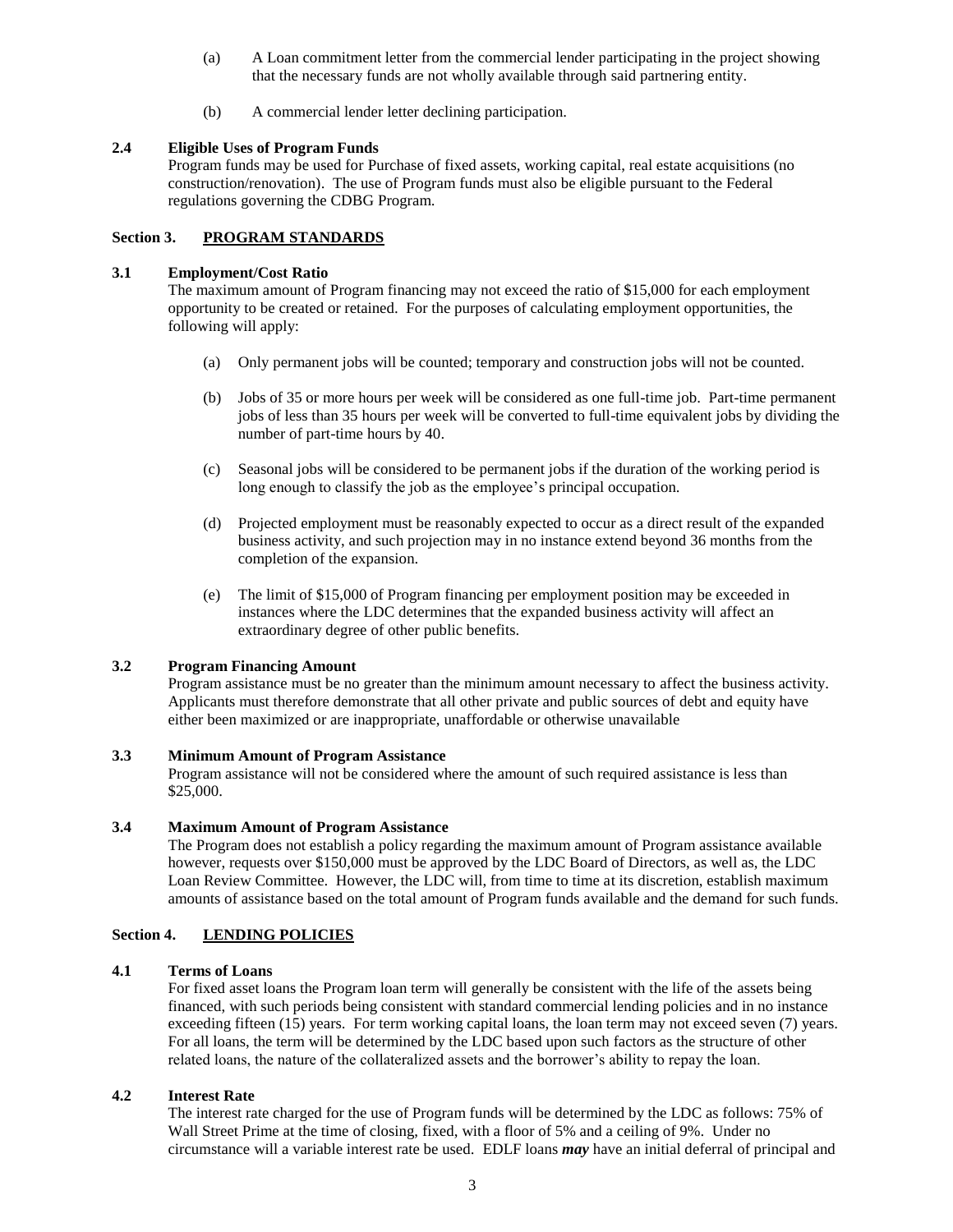(a) A Loan commitment letter from the commercial lender participating in the project showing that the necessary funds are not wholly available through said partnering entity.

(b) A commercial lender letter declining participation.

**2.4 Eligible Uses of Program Funds**

Program funds may be used for Purchase of fixed assets, working capital, real estate acquisitions (no construction/renovation). The use of Program funds must also be eligible pursuant to the Federal regulations governing the CDBG Program.

## Section 3. PROGRAM STANDARDS

**3.1 Employment/Cost Ratio**

The maximum amount of Program financing may not exceed the ratio of $15,000 for each employment opportunity to be created or retained. For the purposes of calculating employment opportunities, the following will apply:

(a) Only permanent jobs will be counted; temporary and construction jobs will not be counted.

(b) Jobs of 35 or more hours per week will be considered as one full-time job. Part-time permanent jobs of less than 35 hours per week will be converted to full-time equivalent jobs by dividing the number of part-time hours by 40.

(c) Seasonal jobs will be considered to be permanent jobs if the duration of the working period is long enough to classify the job as the employee's principal occupation.

(d) Projected employment must be reasonably expected to occur as a direct result of the expanded business activity, and such projection may in no instance extend beyond 36 months from the completion of the expansion.

(e) The limit of $15,000 of Program financing per employment position may be exceeded in instances where the LDC determines that the expanded business activity will affect an extraordinary degree of other public benefits.

**3.2 Program Financing Amount**

Program assistance must be no greater than the minimum amount necessary to affect the business activity. Applicants must therefore demonstrate that all other private and public sources of debt and equity have either been maximized or are inappropriate, unaffordable or otherwise unavailable

**3.3 Minimum Amount of Program Assistance**

Program assistance will not be considered where the amount of such required assistance is less than $25,000.

**3.4 Maximum Amount of Program Assistance**

The Program does not establish a policy regarding the maximum amount of Program assistance available however, requests over $150,000 must be approved by the LDC Board of Directors, as well as, the LDC Loan Review Committee. However, the LDC will, from time to time at its discretion, establish maximum amounts of assistance based on the total amount of Program funds available and the demand for such funds.

## Section 4. LENDING POLICIES

**4.1 Terms of Loans**

For fixed asset loans the Program loan term will generally be consistent with the life of the assets being financed, with such periods being consistent with standard commercial lending policies and in no instance exceeding fifteen (15) years. For term working capital loans, the loan term may not exceed seven (7) years. For all loans, the term will be determined by the LDC based upon such factors as the structure of other related loans, the nature of the collateralized assets and the borrower's ability to repay the loan.

**4.2 Interest Rate**

The interest rate charged for the use of Program funds will be determined by the LDC as follows: 75% of Wall Street Prime at the time of closing, fixed, with a floor of 5% and a ceiling of 9%. Under no circumstance will a variable interest rate be used. EDLF loans ***may*** have an initial deferral of principal and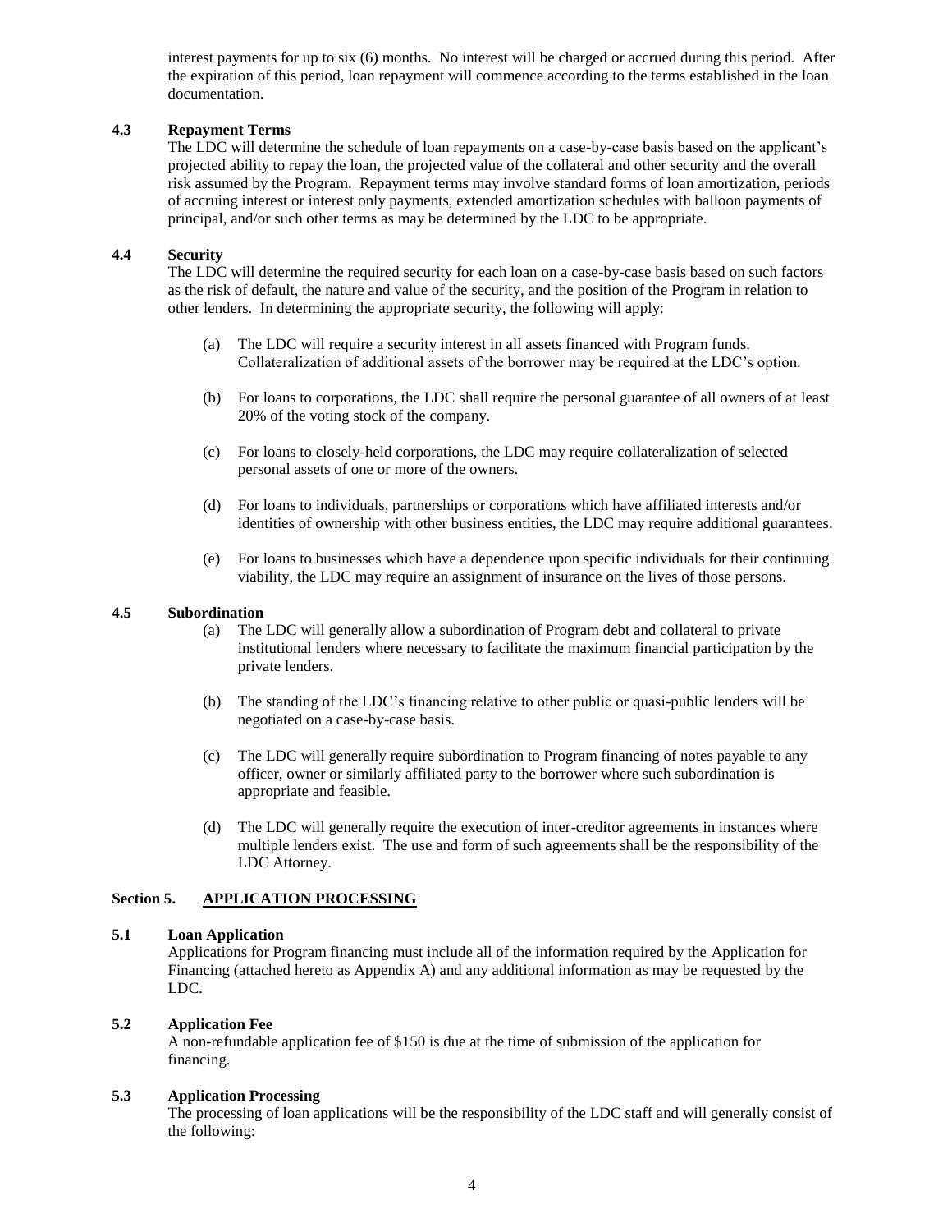interest payments for up to six (6) months. No interest will be charged or accrued during this period. After the expiration of this period, loan repayment will commence according to the terms established in the loan documentation.

### 4.3 Repayment Terms

The LDC will determine the schedule of loan repayments on a case-by-case basis based on the applicant's projected ability to repay the loan, the projected value of the collateral and other security and the overall risk assumed by the Program. Repayment terms may involve standard forms of loan amortization, periods of accruing interest or interest only payments, extended amortization schedules with balloon payments of principal, and/or such other terms as may be determined by the LDC to be appropriate.

### 4.4 Security

The LDC will determine the required security for each loan on a case-by-case basis based on such factors as the risk of default, the nature and value of the security, and the position of the Program in relation to other lenders. In determining the appropriate security, the following will apply:

(a) The LDC will require a security interest in all assets financed with Program funds. Collateralization of additional assets of the borrower may be required at the LDC's option.

(b) For loans to corporations, the LDC shall require the personal guarantee of all owners of at least 20% of the voting stock of the company.

(c) For loans to closely-held corporations, the LDC may require collateralization of selected personal assets of one or more of the owners.

(d) For loans to individuals, partnerships or corporations which have affiliated interests and/or identities of ownership with other business entities, the LDC may require additional guarantees.

(e) For loans to businesses which have a dependence upon specific individuals for their continuing viability, the LDC may require an assignment of insurance on the lives of those persons.

### 4.5 Subordination

(a) The LDC will generally allow a subordination of Program debt and collateral to private institutional lenders where necessary to facilitate the maximum financial participation by the private lenders.

(b) The standing of the LDC's financing relative to other public or quasi-public lenders will be negotiated on a case-by-case basis.

(c) The LDC will generally require subordination to Program financing of notes payable to any officer, owner or similarly affiliated party to the borrower where such subordination is appropriate and feasible.

(d) The LDC will generally require the execution of inter-creditor agreements in instances where multiple lenders exist. The use and form of such agreements shall be the responsibility of the LDC Attorney.

## Section 5. APPLICATION PROCESSING

### 5.1 Loan Application

Applications for Program financing must include all of the information required by the Application for Financing (attached hereto as Appendix A) and any additional information as may be requested by the LDC.

### 5.2 Application Fee

A non-refundable application fee of $150 is due at the time of submission of the application for financing.

### 5.3 Application Processing

The processing of loan applications will be the responsibility of the LDC staff and will generally consist of the following: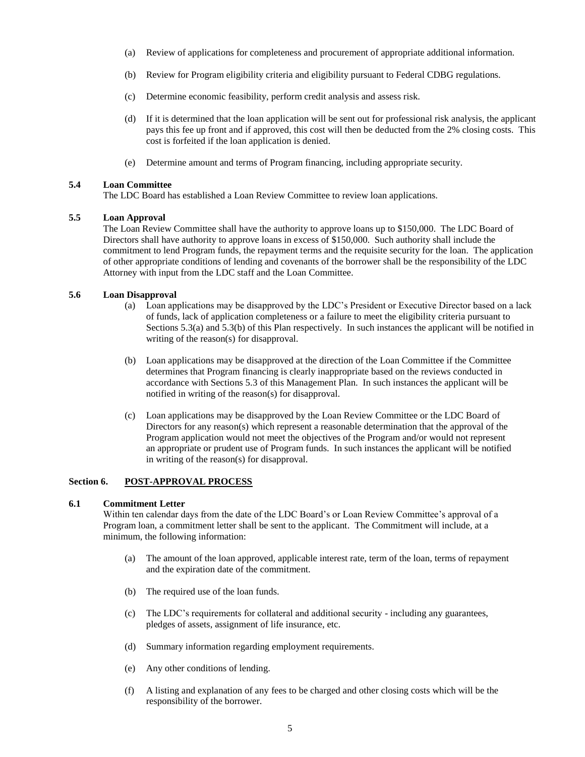(a) Review of applications for completeness and procurement of appropriate additional information.

(b) Review for Program eligibility criteria and eligibility pursuant to Federal CDBG regulations.

(c) Determine economic feasibility, perform credit analysis and assess risk.

(d) If it is determined that the loan application will be sent out for professional risk analysis, the applicant pays this fee up front and if approved, this cost will then be deducted from the 2% closing costs. This cost is forfeited if the loan application is denied.

(e) Determine amount and terms of Program financing, including appropriate security.

**5.4 Loan Committee**

The LDC Board has established a Loan Review Committee to review loan applications.

**5.5 Loan Approval**

The Loan Review Committee shall have the authority to approve loans up to $150,000. The LDC Board of Directors shall have authority to approve loans in excess of $150,000. Such authority shall include the commitment to lend Program funds, the repayment terms and the requisite security for the loan. The application of other appropriate conditions of lending and covenants of the borrower shall be the responsibility of the LDC Attorney with input from the LDC staff and the Loan Committee.

**5.6 Loan Disapproval**

(a) Loan applications may be disapproved by the LDC's President or Executive Director based on a lack of funds, lack of application completeness or a failure to meet the eligibility criteria pursuant to Sections 5.3(a) and 5.3(b) of this Plan respectively. In such instances the applicant will be notified in writing of the reason(s) for disapproval.

(b) Loan applications may be disapproved at the direction of the Loan Committee if the Committee determines that Program financing is clearly inappropriate based on the reviews conducted in accordance with Sections 5.3 of this Management Plan. In such instances the applicant will be notified in writing of the reason(s) for disapproval.

(c) Loan applications may be disapproved by the Loan Review Committee or the LDC Board of Directors for any reason(s) which represent a reasonable determination that the approval of the Program application would not meet the objectives of the Program and/or would not represent an appropriate or prudent use of Program funds. In such instances the applicant will be notified in writing of the reason(s) for disapproval.

## Section 6. POST-APPROVAL PROCESS

**6.1 Commitment Letter**

Within ten calendar days from the date of the LDC Board's or Loan Review Committee's approval of a Program loan, a commitment letter shall be sent to the applicant. The Commitment will include, at a minimum, the following information:

(a) The amount of the loan approved, applicable interest rate, term of the loan, terms of repayment and the expiration date of the commitment.

(b) The required use of the loan funds.

(c) The LDC's requirements for collateral and additional security - including any guarantees, pledges of assets, assignment of life insurance, etc.

(d) Summary information regarding employment requirements.

(e) Any other conditions of lending.

(f) A listing and explanation of any fees to be charged and other closing costs which will be the responsibility of the borrower.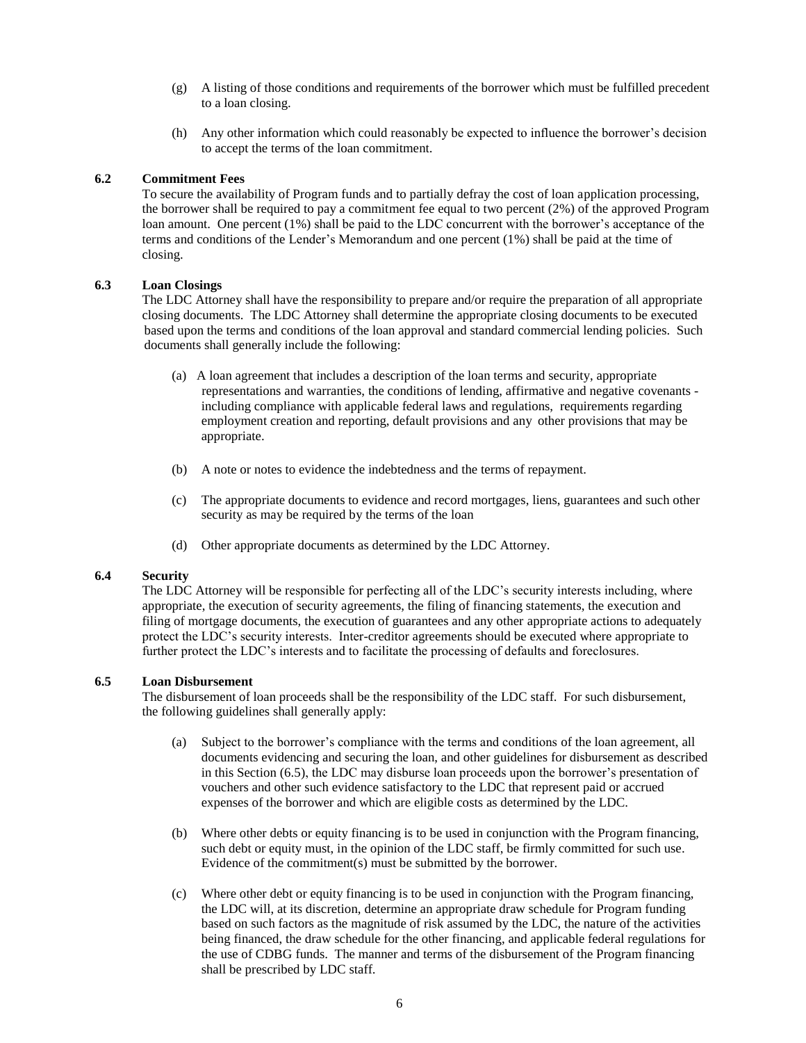(g) A listing of those conditions and requirements of the borrower which must be fulfilled precedent to a loan closing.

(h) Any other information which could reasonably be expected to influence the borrower's decision to accept the terms of the loan commitment.

### 6.2 Commitment Fees

To secure the availability of Program funds and to partially defray the cost of loan application processing, the borrower shall be required to pay a commitment fee equal to two percent (2%) of the approved Program loan amount. One percent (1%) shall be paid to the LDC concurrent with the borrower's acceptance of the terms and conditions of the Lender's Memorandum and one percent (1%) shall be paid at the time of closing.

### 6.3 Loan Closings

The LDC Attorney shall have the responsibility to prepare and/or require the preparation of all appropriate closing documents. The LDC Attorney shall determine the appropriate closing documents to be executed based upon the terms and conditions of the loan approval and standard commercial lending policies. Such documents shall generally include the following:

(a) A loan agreement that includes a description of the loan terms and security, appropriate representations and warranties, the conditions of lending, affirmative and negative covenants - including compliance with applicable federal laws and regulations, requirements regarding employment creation and reporting, default provisions and any other provisions that may be appropriate.

(b) A note or notes to evidence the indebtedness and the terms of repayment.

(c) The appropriate documents to evidence and record mortgages, liens, guarantees and such other security as may be required by the terms of the loan

(d) Other appropriate documents as determined by the LDC Attorney.

### 6.4 Security

The LDC Attorney will be responsible for perfecting all of the LDC's security interests including, where appropriate, the execution of security agreements, the filing of financing statements, the execution and filing of mortgage documents, the execution of guarantees and any other appropriate actions to adequately protect the LDC's security interests. Inter-creditor agreements should be executed where appropriate to further protect the LDC's interests and to facilitate the processing of defaults and foreclosures.

### 6.5 Loan Disbursement

The disbursement of loan proceeds shall be the responsibility of the LDC staff. For such disbursement, the following guidelines shall generally apply:

(a) Subject to the borrower's compliance with the terms and conditions of the loan agreement, all documents evidencing and securing the loan, and other guidelines for disbursement as described in this Section (6.5), the LDC may disburse loan proceeds upon the borrower's presentation of vouchers and other such evidence satisfactory to the LDC that represent paid or accrued expenses of the borrower and which are eligible costs as determined by the LDC.

(b) Where other debts or equity financing is to be used in conjunction with the Program financing, such debt or equity must, in the opinion of the LDC staff, be firmly committed for such use. Evidence of the commitment(s) must be submitted by the borrower.

(c) Where other debt or equity financing is to be used in conjunction with the Program financing, the LDC will, at its discretion, determine an appropriate draw schedule for Program funding based on such factors as the magnitude of risk assumed by the LDC, the nature of the activities being financed, the draw schedule for the other financing, and applicable federal regulations for the use of CDBG funds. The manner and terms of the disbursement of the Program financing shall be prescribed by LDC staff.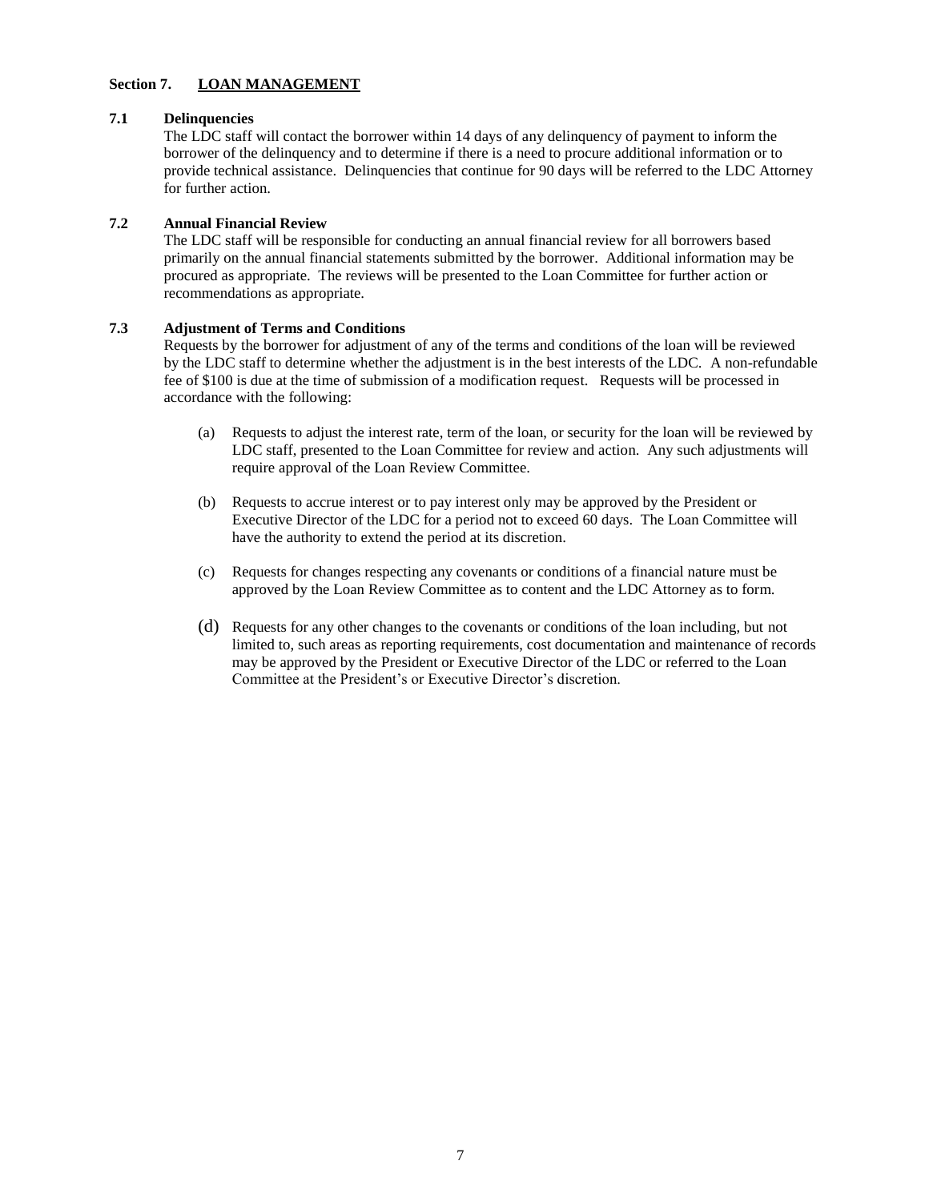## Section 7. <u>LOAN MANAGEMENT</u>

### 7.1 Delinquencies

The LDC staff will contact the borrower within 14 days of any delinquency of payment to inform the borrower of the delinquency and to determine if there is a need to procure additional information or to provide technical assistance. Delinquencies that continue for 90 days will be referred to the LDC Attorney for further action.

### 7.2 Annual Financial Review

The LDC staff will be responsible for conducting an annual financial review for all borrowers based primarily on the annual financial statements submitted by the borrower. Additional information may be procured as appropriate. The reviews will be presented to the Loan Committee for further action or recommendations as appropriate.

### 7.3 Adjustment of Terms and Conditions

Requests by the borrower for adjustment of any of the terms and conditions of the loan will be reviewed by the LDC staff to determine whether the adjustment is in the best interests of the LDC. A non-refundable fee of $100 is due at the time of submission of a modification request. Requests will be processed in accordance with the following:

(a) Requests to adjust the interest rate, term of the loan, or security for the loan will be reviewed by LDC staff, presented to the Loan Committee for review and action. Any such adjustments will require approval of the Loan Review Committee.

(b) Requests to accrue interest or to pay interest only may be approved by the President or Executive Director of the LDC for a period not to exceed 60 days. The Loan Committee will have the authority to extend the period at its discretion.

(c) Requests for changes respecting any covenants or conditions of a financial nature must be approved by the Loan Review Committee as to content and the LDC Attorney as to form.

(d) Requests for any other changes to the covenants or conditions of the loan including, but not limited to, such areas as reporting requirements, cost documentation and maintenance of records may be approved by the President or Executive Director of the LDC or referred to the Loan Committee at the President's or Executive Director's discretion.